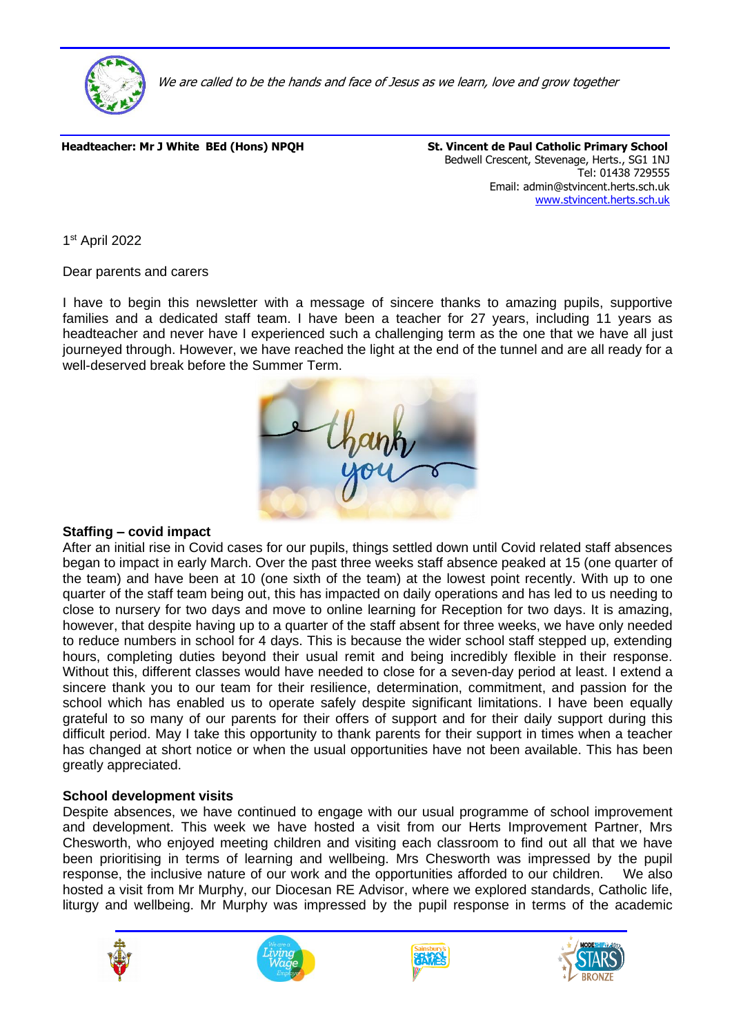*We are called to be the hands and face of Jesus as we learn, love and grow together*

**Headteacher: Mr J White BEd (Hons) NPQH**

**St. Vincent de Paul Catholic Primary School**
Bedwell Crescent, Stevenage, Herts., SG1 1NJ
Tel: 01438 729555
Email: admin@stvincent.herts.sch.uk
www.stvincent.herts.sch.uk

1st April 2022

Dear parents and carers

I have to begin this newsletter with a message of sincere thanks to amazing pupils, supportive families and a dedicated staff team. I have been a teacher for 27 years, including 11 years as headteacher and never have I experienced such a challenging term as the one that we have all just journeyed through. However, we have reached the light at the end of the tunnel and are all ready for a well-deserved break before the Summer Term.

**Staffing – covid impact**

After an initial rise in Covid cases for our pupils, things settled down until Covid related staff absences began to impact in early March. Over the past three weeks staff absence peaked at 15 (one quarter of the team) and have been at 10 (one sixth of the team) at the lowest point recently. With up to one quarter of the staff team being out, this has impacted on daily operations and has led to us needing to close to nursery for two days and move to online learning for Reception for two days. It is amazing, however, that despite having up to a quarter of the staff absent for three weeks, we have only needed to reduce numbers in school for 4 days. This is because the wider school staff stepped up, extending hours, completing duties beyond their usual remit and being incredibly flexible in their response. Without this, different classes would have needed to close for a seven-day period at least. I extend a sincere thank you to our team for their resilience, determination, commitment, and passion for the school which has enabled us to operate safely despite significant limitations. I have been equally grateful to so many of our parents for their offers of support and for their daily support during this difficult period. May I take this opportunity to thank parents for their support in times when a teacher has changed at short notice or when the usual opportunities have not been available. This has been greatly appreciated.

**School development visits**

Despite absences, we have continued to engage with our usual programme of school improvement and development. This week we have hosted a visit from our Herts Improvement Partner, Mrs Chesworth, who enjoyed meeting children and visiting each classroom to find out all that we have been prioritising in terms of learning and wellbeing. Mrs Chesworth was impressed by the pupil response, the inclusive nature of our work and the opportunities afforded to our children. We also hosted a visit from Mr Murphy, our Diocesan RE Advisor, where we explored standards, Catholic life, liturgy and wellbeing. Mr Murphy was impressed by the pupil response in terms of the academic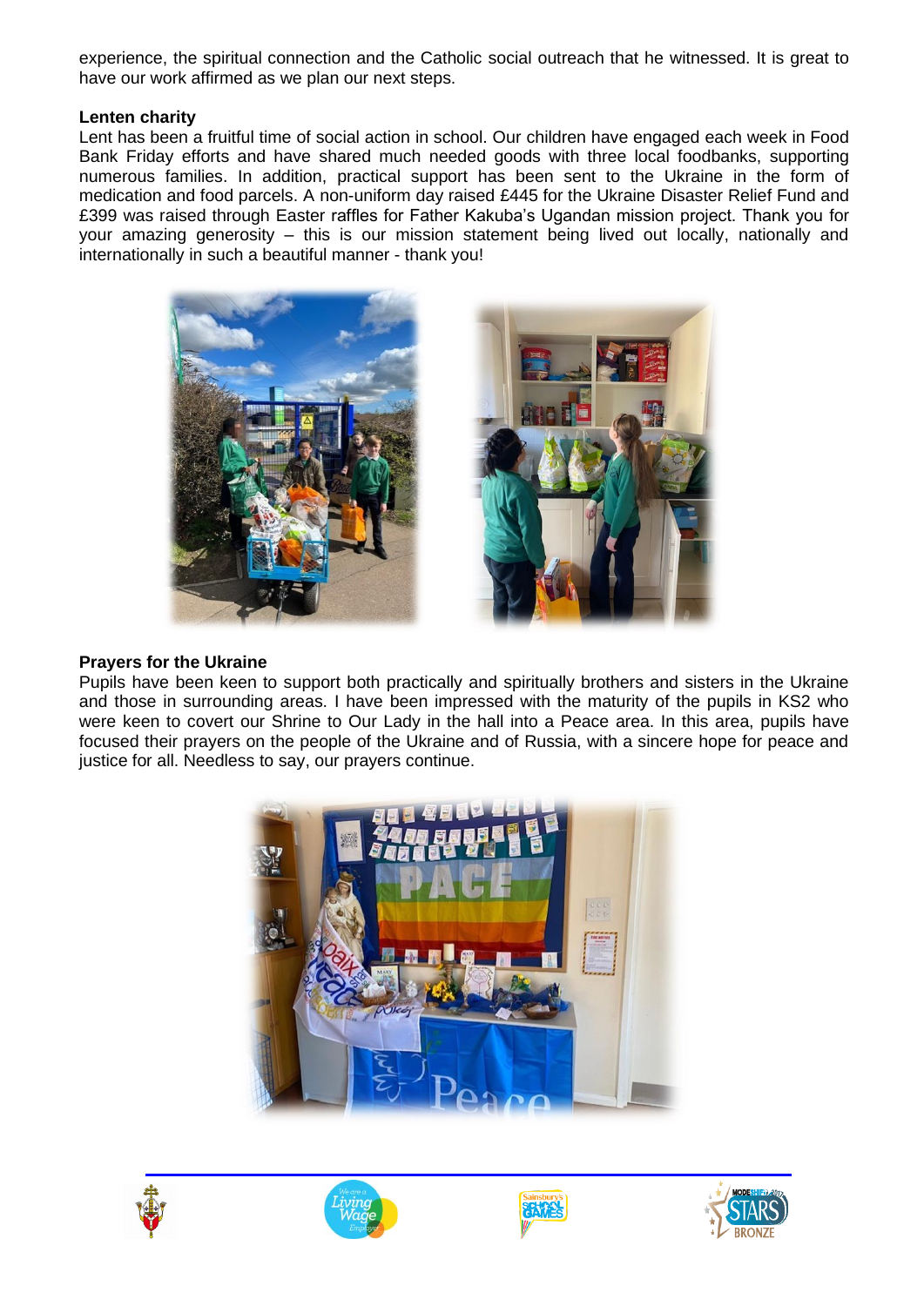experience, the spiritual connection and the Catholic social outreach that he witnessed. It is great to have our work affirmed as we plan our next steps.

**Lenten charity**

Lent has been a fruitful time of social action in school. Our children have engaged each week in Food Bank Friday efforts and have shared much needed goods with three local foodbanks, supporting numerous families. In addition, practical support has been sent to the Ukraine in the form of medication and food parcels. A non-uniform day raised £445 for the Ukraine Disaster Relief Fund and £399 was raised through Easter raffles for Father Kakuba's Ugandan mission project. Thank you for your amazing generosity – this is our mission statement being lived out locally, nationally and internationally in such a beautiful manner - thank you!

**Prayers for the Ukraine**

Pupils have been keen to support both practically and spiritually brothers and sisters in the Ukraine and those in surrounding areas. I have been impressed with the maturity of the pupils in KS2 who were keen to covert our Shrine to Our Lady in the hall into a Peace area. In this area, pupils have focused their prayers on the people of the Ukraine and of Russia, with a sincere hope for peace and justice for all. Needless to say, our prayers continue.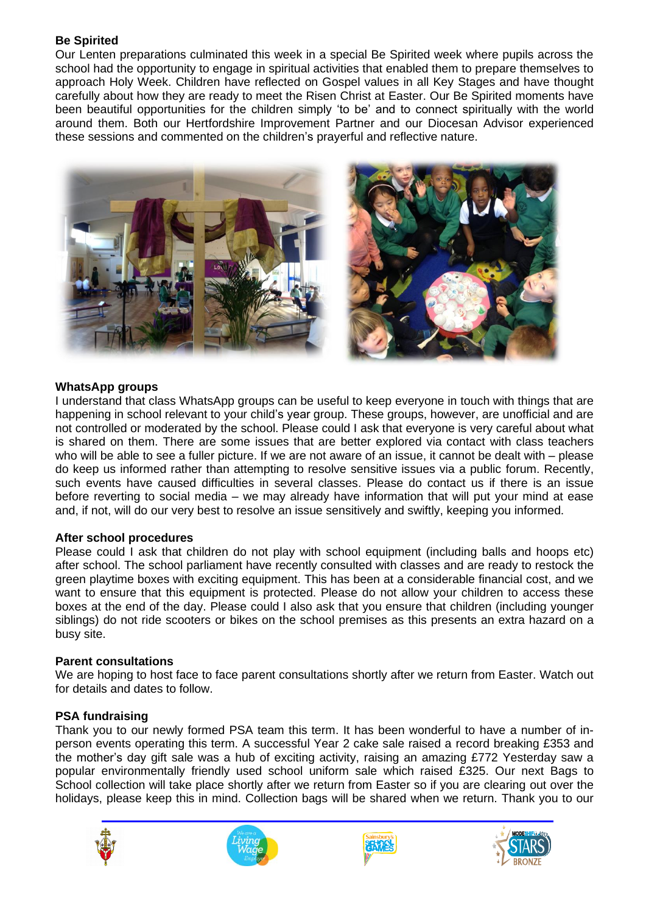**Be Spirited**

Our Lenten preparations culminated this week in a special Be Spirited week where pupils across the school had the opportunity to engage in spiritual activities that enabled them to prepare themselves to approach Holy Week. Children have reflected on Gospel values in all Key Stages and have thought carefully about how they are ready to meet the Risen Christ at Easter. Our Be Spirited moments have been beautiful opportunities for the children simply 'to be' and to connect spiritually with the world around them. Both our Hertfordshire Improvement Partner and our Diocesan Advisor experienced these sessions and commented on the children's prayerful and reflective nature.

**WhatsApp groups**

I understand that class WhatsApp groups can be useful to keep everyone in touch with things that are happening in school relevant to your child's year group. These groups, however, are unofficial and are not controlled or moderated by the school. Please could I ask that everyone is very careful about what is shared on them. There are some issues that are better explored via contact with class teachers who will be able to see a fuller picture. If we are not aware of an issue, it cannot be dealt with – please do keep us informed rather than attempting to resolve sensitive issues via a public forum. Recently, such events have caused difficulties in several classes. Please do contact us if there is an issue before reverting to social media – we may already have information that will put your mind at ease and, if not, will do our very best to resolve an issue sensitively and swiftly, keeping you informed.

**After school procedures**

Please could I ask that children do not play with school equipment (including balls and hoops etc) after school. The school parliament have recently consulted with classes and are ready to restock the green playtime boxes with exciting equipment. This has been at a considerable financial cost, and we want to ensure that this equipment is protected. Please do not allow your children to access these boxes at the end of the day. Please could I also ask that you ensure that children (including younger siblings) do not ride scooters or bikes on the school premises as this presents an extra hazard on a busy site.

**Parent consultations**

We are hoping to host face to face parent consultations shortly after we return from Easter. Watch out for details and dates to follow.

**PSA fundraising**

Thank you to our newly formed PSA team this term. It has been wonderful to have a number of in-person events operating this term. A successful Year 2 cake sale raised a record breaking £353 and the mother's day gift sale was a hub of exciting activity, raising an amazing £772 Yesterday saw a popular environmentally friendly used school uniform sale which raised £325. Our next Bags to School collection will take place shortly after we return from Easter so if you are clearing out over the holidays, please keep this in mind. Collection bags will be shared when we return. Thank you to our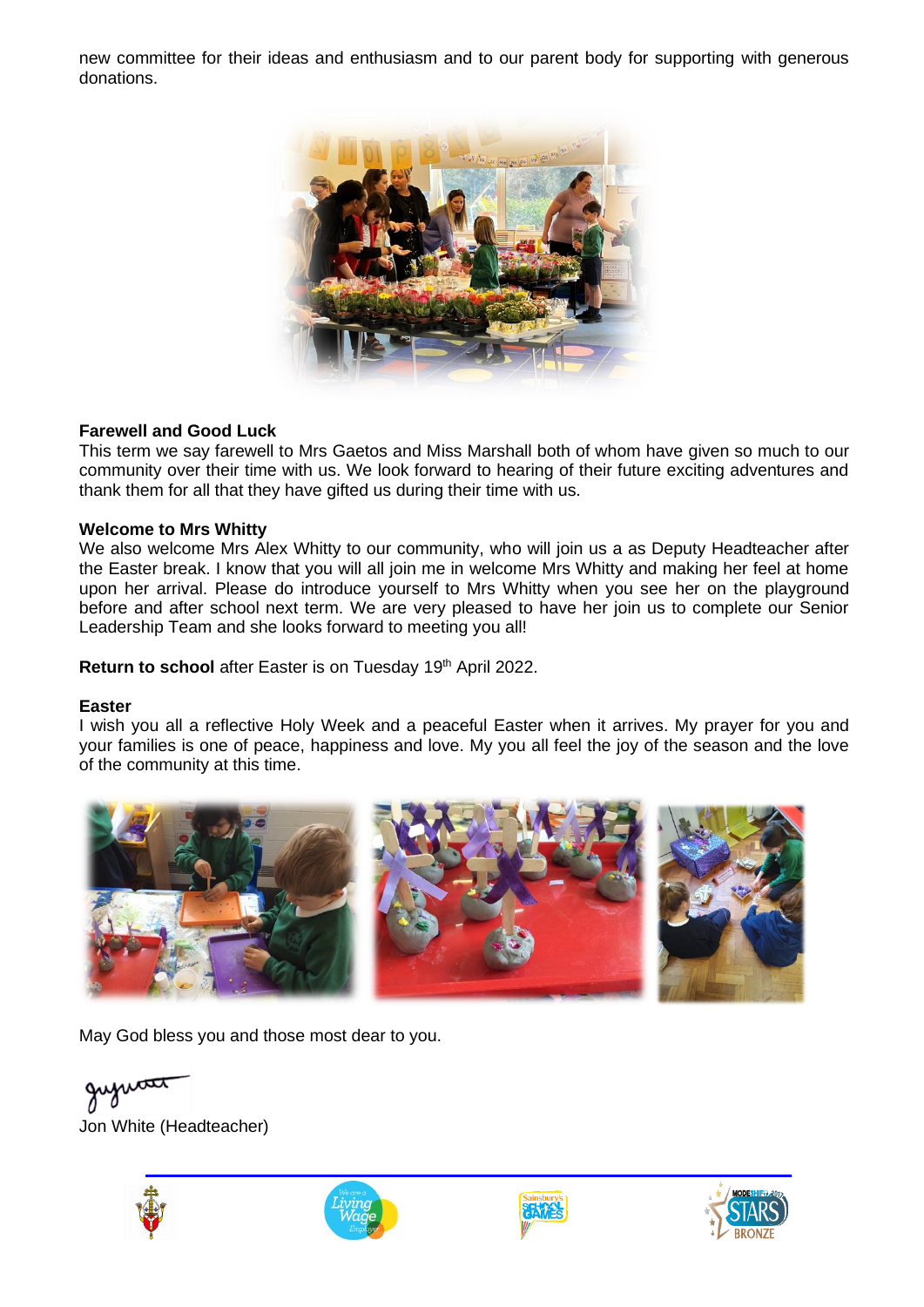new committee for their ideas and enthusiasm and to our parent body for supporting with generous donations.

**Farewell and Good Luck**

This term we say farewell to Mrs Gaetos and Miss Marshall both of whom have given so much to our community over their time with us. We look forward to hearing of their future exciting adventures and thank them for all that they have gifted us during their time with us.

**Welcome to Mrs Whitty**

We also welcome Mrs Alex Whitty to our community, who will join us a as Deputy Headteacher after the Easter break. I know that you will all join me in welcome Mrs Whitty and making her feel at home upon her arrival. Please do introduce yourself to Mrs Whitty when you see her on the playground before and after school next term. We are very pleased to have her join us to complete our Senior Leadership Team and she looks forward to meeting you all!

**Return to school** after Easter is on Tuesday 19th April 2022.

**Easter**

I wish you all a reflective Holy Week and a peaceful Easter when it arrives. My prayer for you and your families is one of peace, happiness and love. My you all feel the joy of the season and the love of the community at this time.

May God bless you and those most dear to you.

Jon White (Headteacher)